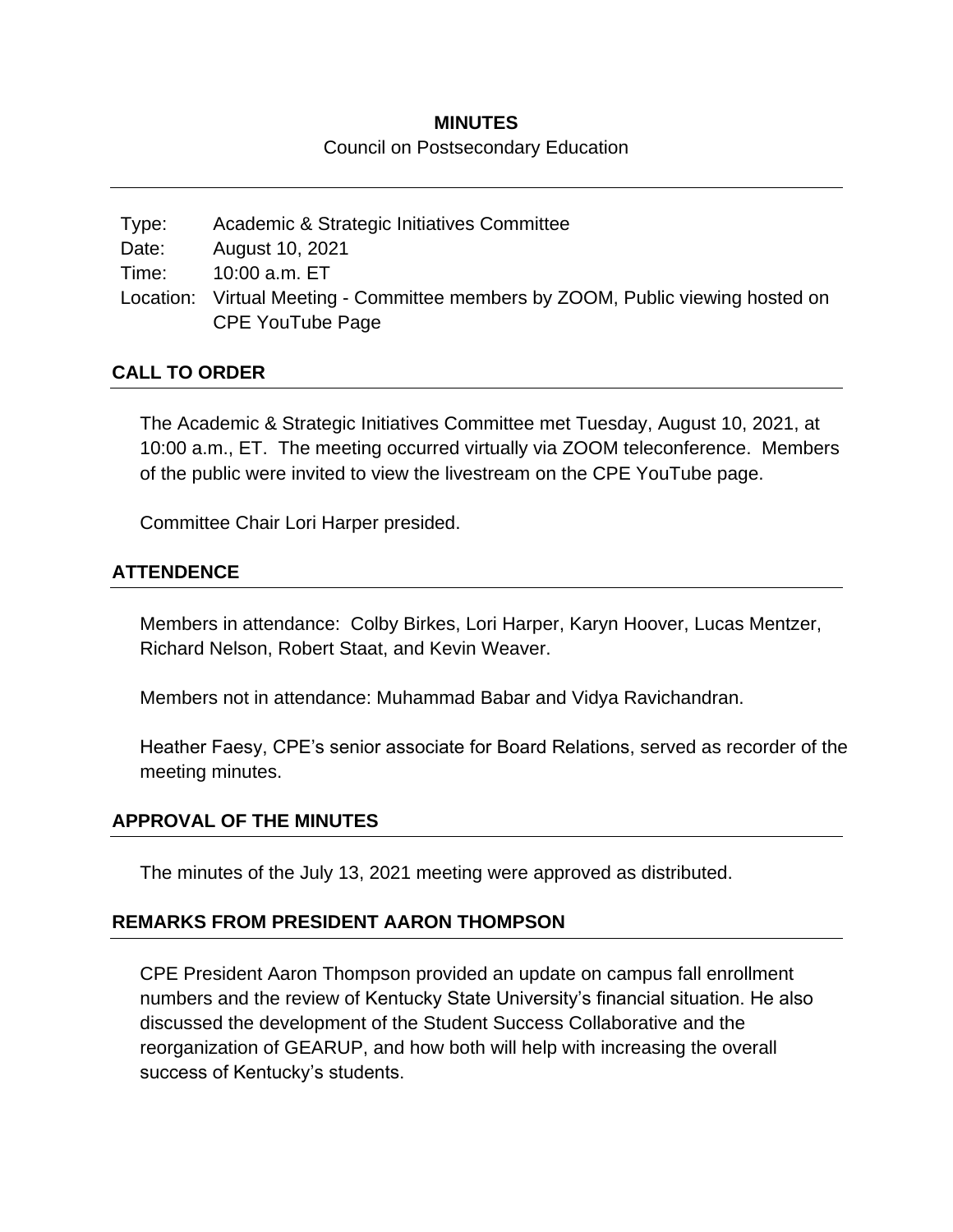# MINUTES

Council on Postsecondary Education

| | |
|---|---|
| Type: | Academic & Strategic Initiatives Committee |
| Date: | August 10, 2021 |
| Time: | 10:00 a.m. ET |
| Location: | Virtual Meeting - Committee members by ZOOM, Public viewing hosted on CPE YouTube Page |

## CALL TO ORDER

The Academic & Strategic Initiatives Committee met Tuesday, August 10, 2021, at 10:00 a.m., ET. The meeting occurred virtually via ZOOM teleconference. Members of the public were invited to view the livestream on the CPE YouTube page.

Committee Chair Lori Harper presided.

## ATTENDENCE

Members in attendance: Colby Birkes, Lori Harper, Karyn Hoover, Lucas Mentzer, Richard Nelson, Robert Staat, and Kevin Weaver.

Members not in attendance: Muhammad Babar and Vidya Ravichandran.

Heather Faesy, CPE's senior associate for Board Relations, served as recorder of the meeting minutes.

## APPROVAL OF THE MINUTES

The minutes of the July 13, 2021 meeting were approved as distributed.

## REMARKS FROM PRESIDENT AARON THOMPSON

CPE President Aaron Thompson provided an update on campus fall enrollment numbers and the review of Kentucky State University's financial situation. He also discussed the development of the Student Success Collaborative and the reorganization of GEARUP, and how both will help with increasing the overall success of Kentucky's students.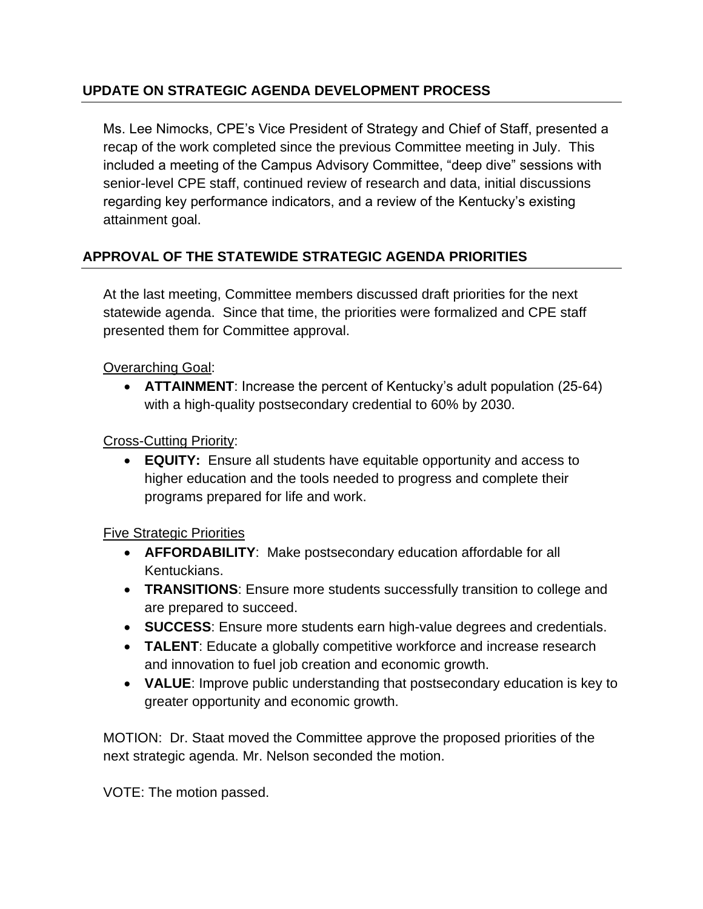## UPDATE ON STRATEGIC AGENDA DEVELOPMENT PROCESS

Ms. Lee Nimocks, CPE's Vice President of Strategy and Chief of Staff, presented a recap of the work completed since the previous Committee meeting in July. This included a meeting of the Campus Advisory Committee, "deep dive" sessions with senior-level CPE staff, continued review of research and data, initial discussions regarding key performance indicators, and a review of the Kentucky's existing attainment goal.

## APPROVAL OF THE STATEWIDE STRATEGIC AGENDA PRIORITIES

At the last meeting, Committee members discussed draft priorities for the next statewide agenda. Since that time, the priorities were formalized and CPE staff presented them for Committee approval.

Overarching Goal:

- **ATTAINMENT**: Increase the percent of Kentucky's adult population (25-64) with a high-quality postsecondary credential to 60% by 2030.

Cross-Cutting Priority:

- **EQUITY:** Ensure all students have equitable opportunity and access to higher education and the tools needed to progress and complete their programs prepared for life and work.

Five Strategic Priorities

- **AFFORDABILITY**: Make postsecondary education affordable for all Kentuckians.
- **TRANSITIONS**: Ensure more students successfully transition to college and are prepared to succeed.
- **SUCCESS**: Ensure more students earn high-value degrees and credentials.
- **TALENT**: Educate a globally competitive workforce and increase research and innovation to fuel job creation and economic growth.
- **VALUE**: Improve public understanding that postsecondary education is key to greater opportunity and economic growth.

MOTION: Dr. Staat moved the Committee approve the proposed priorities of the next strategic agenda. Mr. Nelson seconded the motion.

VOTE: The motion passed.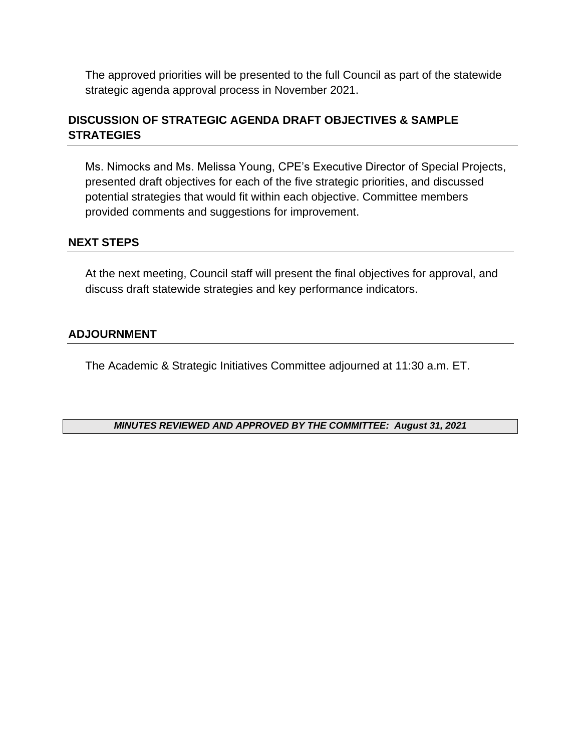The approved priorities will be presented to the full Council as part of the statewide strategic agenda approval process in November 2021.

## DISCUSSION OF STRATEGIC AGENDA DRAFT OBJECTIVES & SAMPLE STRATEGIES

Ms. Nimocks and Ms. Melissa Young, CPE's Executive Director of Special Projects, presented draft objectives for each of the five strategic priorities, and discussed potential strategies that would fit within each objective. Committee members provided comments and suggestions for improvement.

## NEXT STEPS

At the next meeting, Council staff will present the final objectives for approval, and discuss draft statewide strategies and key performance indicators.

## ADJOURNMENT

The Academic & Strategic Initiatives Committee adjourned at 11:30 a.m. ET.

***MINUTES REVIEWED AND APPROVED BY THE COMMITTEE: August 31, 2021***